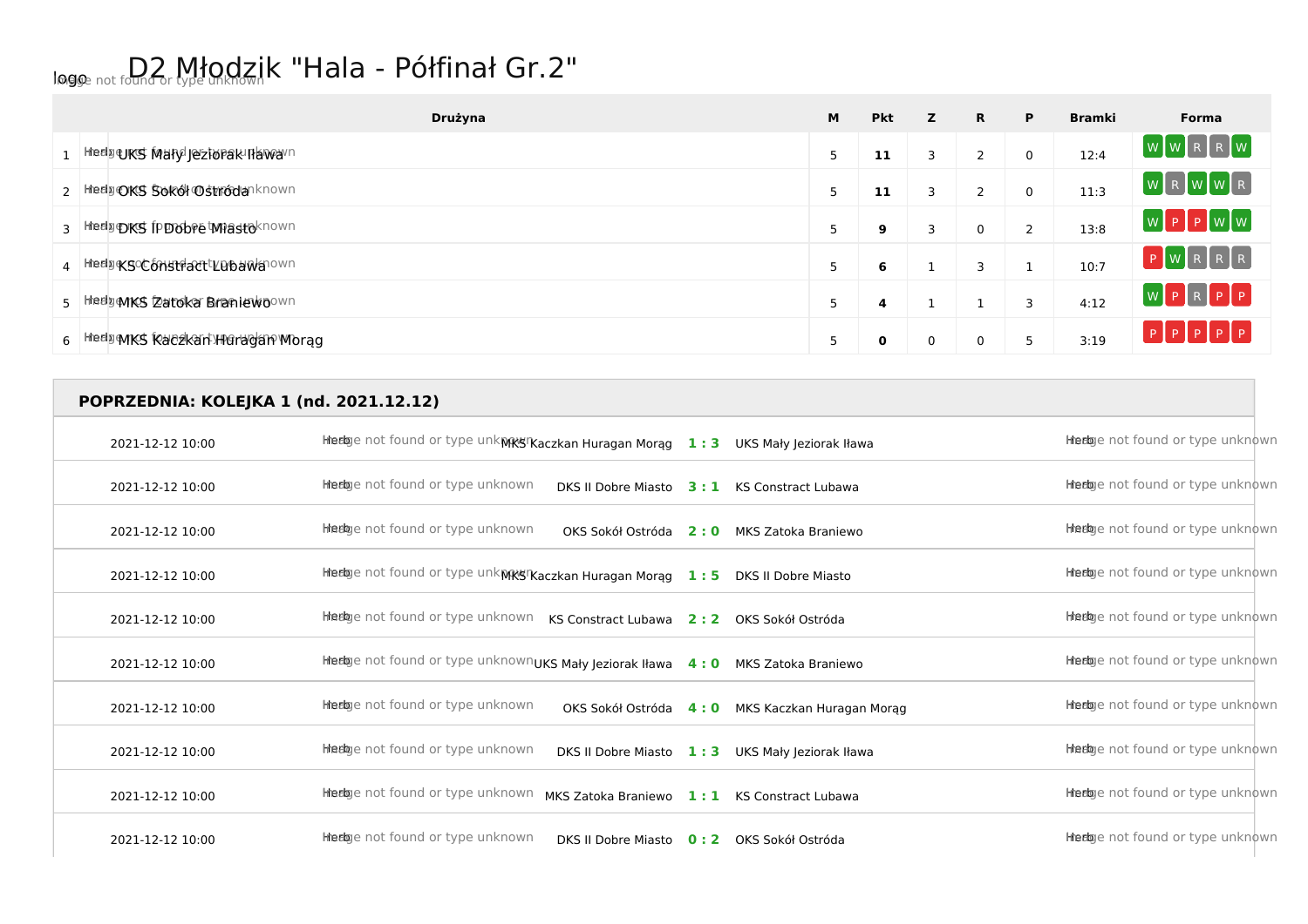# D2 Młodzik "Hala - Półfinał Gr.2"

| | Drużyna | M | Pkt | Z | R | P | Bramki | Forma |
|---|---|---|---|---|---|---|---|---|
| 1 | UKS Mały Jeziorak Iława | 5 | **11** | 3 | 2 | 0 | 12:4 | W W R R W |
| 2 | OKS Sokół Ostróda | 5 | **11** | 3 | 2 | 0 | 11:3 | W R W W R |
| 3 | DKS II Dobre Miasto | 5 | **9** | 3 | 0 | 2 | 13:8 | W P P W W |
| 4 | KS Constract Lubawa | 5 | **6** | 1 | 3 | 1 | 10:7 | P W R R R |
| 5 | MKS Zatoka Braniewo | 5 | **4** | 1 | 1 | 3 | 4:12 | W P R P P |
| 6 | MKS Kaczkan Huragan Morąg | 5 | **0** | 0 | 0 | 5 | 3:19 | P P P P P |

## POPRZEDNIA: KOLEJKA 1 (nd. 2021.12.12)

| Data | Gospodarz | Wynik | Gość |
|---|---|---|---|
| 2021-12-12 10:00 | MKS Kaczkan Huragan Morąg | **1 : 3** | UKS Mały Jeziorak Iława |
| 2021-12-12 10:00 | DKS II Dobre Miasto | **3 : 1** | KS Constract Lubawa |
| 2021-12-12 10:00 | OKS Sokół Ostróda | **2 : 0** | MKS Zatoka Braniewo |
| 2021-12-12 10:00 | MKS Kaczkan Huragan Morąg | **1 : 5** | DKS II Dobre Miasto |
| 2021-12-12 10:00 | KS Constract Lubawa | **2 : 2** | OKS Sokół Ostróda |
| 2021-12-12 10:00 | UKS Mały Jeziorak Iława | **4 : 0** | MKS Zatoka Braniewo |
| 2021-12-12 10:00 | OKS Sokół Ostróda | **4 : 0** | MKS Kaczkan Huragan Morąg |
| 2021-12-12 10:00 | DKS II Dobre Miasto | **1 : 3** | UKS Mały Jeziorak Iława |
| 2021-12-12 10:00 | MKS Zatoka Braniewo | **1 : 1** | KS Constract Lubawa |
| 2021-12-12 10:00 | DKS II Dobre Miasto | **0 : 2** | OKS Sokół Ostróda |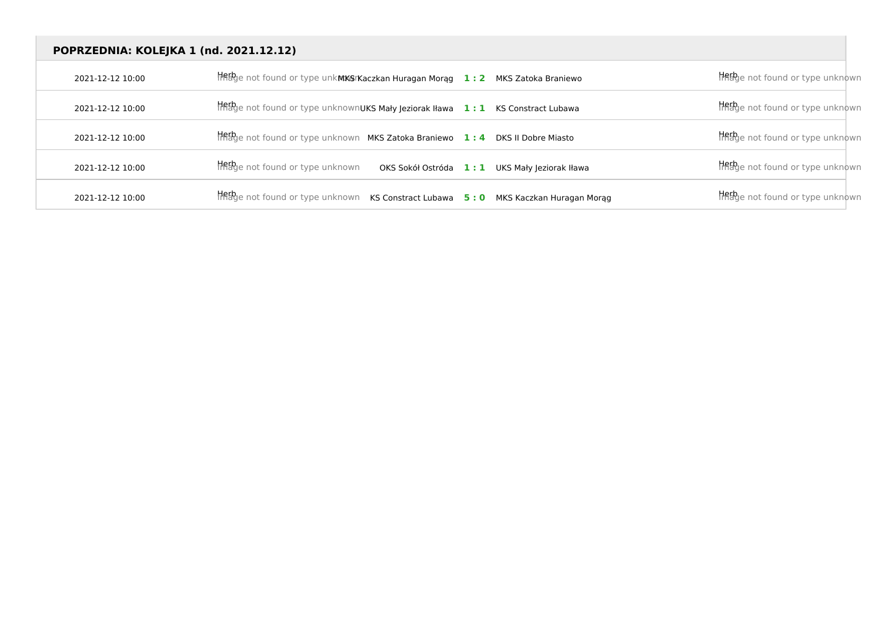## POPRZEDNIA: KOLEJKA 1 (nd. 2021.12.12)

| | | | | | |
|---|---|---|---|---|---|
| 2021-12-12 10:00 | Herb Image not found or type unknown | MKS Kaczkan Huragan Morąg | 1 : 2 | MKS Zatoka Braniewo | Herb Image not found or type unknown |
| 2021-12-12 10:00 | Herb Image not found or type unknown | UKS Mały Jeziorak Iława | 1 : 1 | KS Constract Lubawa | Herb Image not found or type unknown |
| 2021-12-12 10:00 | Herb Image not found or type unknown | MKS Zatoka Braniewo | 1 : 4 | DKS II Dobre Miasto | Herb Image not found or type unknown |
| 2021-12-12 10:00 | Herb Image not found or type unknown | OKS Sokół Ostróda | 1 : 1 | UKS Mały Jeziorak Iława | Herb Image not found or type unknown |
| 2021-12-12 10:00 | Herb Image not found or type unknown | KS Constract Lubawa | 5 : 0 | MKS Kaczkan Huragan Morąg | Herb Image not found or type unknown |